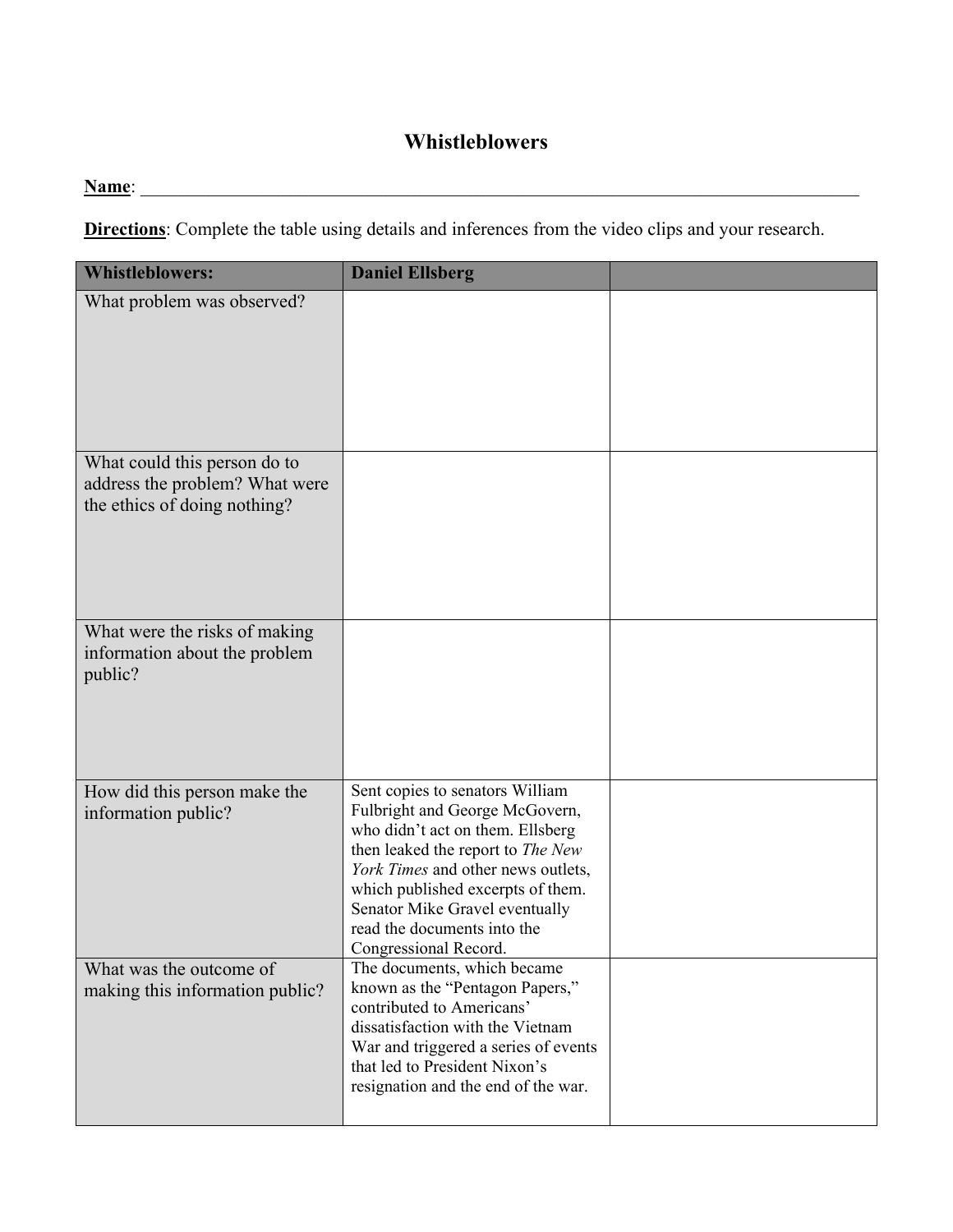# Whistleblowers

**Name**: ___________________________________________________________________________

**Directions**: Complete the table using details and inferences from the video clips and your research.

| Whistleblowers: | Daniel Ellsberg | |
|---|---|---|
| What problem was observed? | | |
| What could this person do to address the problem? What were the ethics of doing nothing? | | |
| What were the risks of making information about the problem public? | | |
| How did this person make the information public? | Sent copies to senators William Fulbright and George McGovern, who didn't act on them. Ellsberg then leaked the report to *The New York Times* and other news outlets, which published excerpts of them. Senator Mike Gravel eventually read the documents into the Congressional Record. | |
| What was the outcome of making this information public? | The documents, which became known as the "Pentagon Papers," contributed to Americans' dissatisfaction with the Vietnam War and triggered a series of events that led to President Nixon's resignation and the end of the war. | |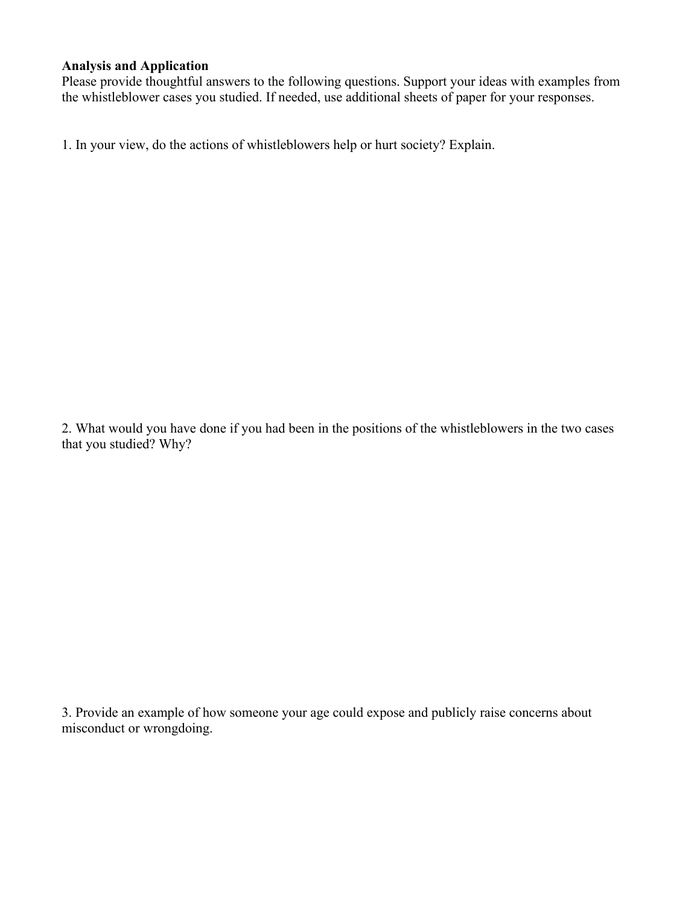**Analysis and Application**

Please provide thoughtful answers to the following questions. Support your ideas with examples from the whistleblower cases you studied. If needed, use additional sheets of paper for your responses.

1. In your view, do the actions of whistleblowers help or hurt society? Explain.

2. What would you have done if you had been in the positions of the whistleblowers in the two cases that you studied? Why?

3. Provide an example of how someone your age could expose and publicly raise concerns about misconduct or wrongdoing.